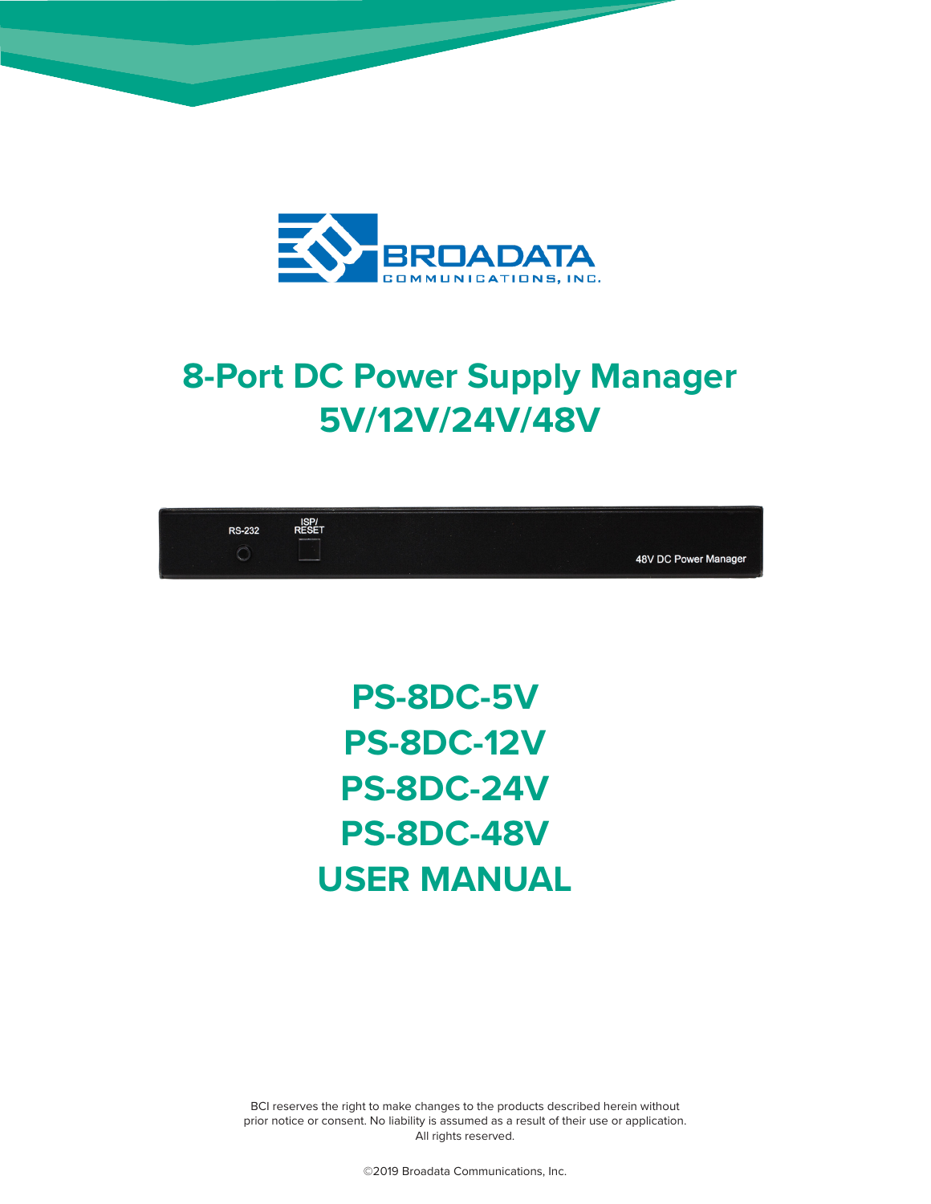# 8-Port DC Power Supply Manager 5V/12V/24V/48V

# PS-8DC-5V
# PS-8DC-12V
# PS-8DC-24V
# PS-8DC-48V
# USER MANUAL

BCI reserves the right to make changes to the products described herein without prior notice or consent. No liability is assumed as a result of their use or application. All rights reserved.

©2019 Broadata Communications, Inc.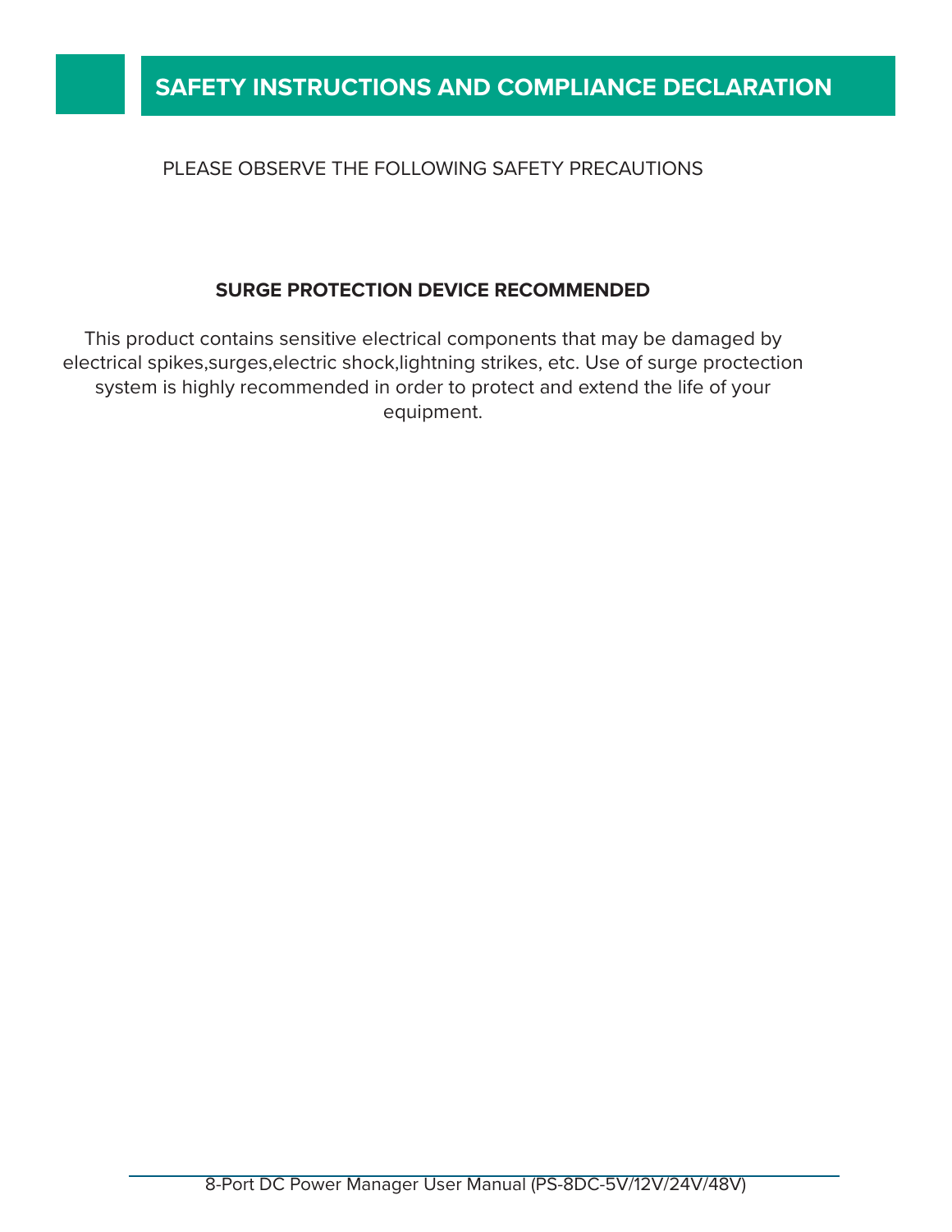# SAFETY INSTRUCTIONS AND COMPLIANCE DECLARATION

PLEASE OBSERVE THE FOLLOWING SAFETY PRECAUTIONS

**SURGE PROTECTION DEVICE RECOMMENDED**

This product contains sensitive electrical components that may be damaged by electrical spikes,surges,electric shock,lightning strikes, etc. Use of surge proctection system is highly recommended in order to protect and extend the life of your equipment.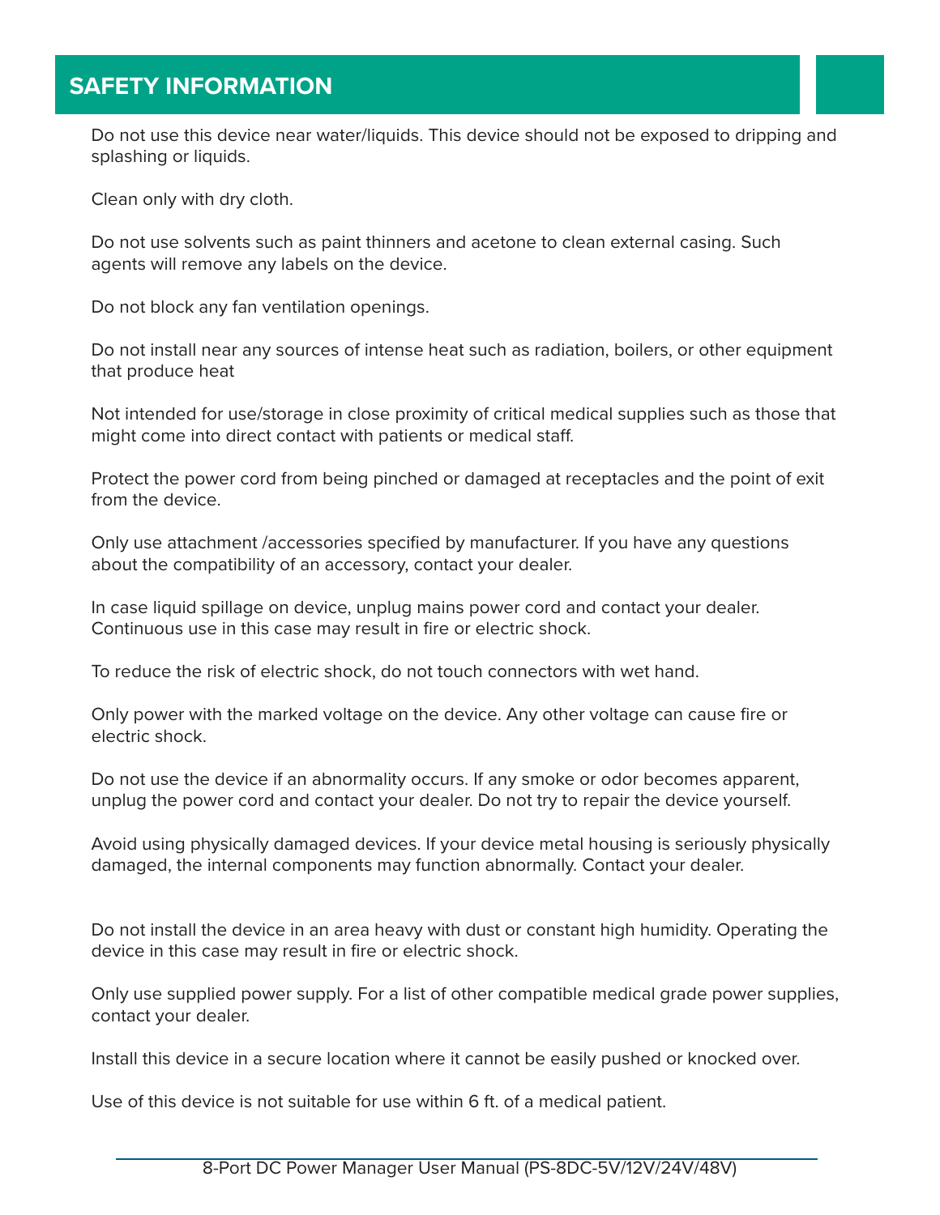# SAFETY INFORMATION

Do not use this device near water/liquids. This device should not be exposed to dripping and splashing or liquids.

Clean only with dry cloth.

Do not use solvents such as paint thinners and acetone to clean external casing. Such agents will remove any labels on the device.

Do not block any fan ventilation openings.

Do not install near any sources of intense heat such as radiation, boilers, or other equipment that produce heat

Not intended for use/storage in close proximity of critical medical supplies such as those that might come into direct contact with patients or medical staff.

Protect the power cord from being pinched or damaged at receptacles and the point of exit from the device.

Only use attachment /accessories specified by manufacturer. If you have any questions about the compatibility of an accessory, contact your dealer.

In case liquid spillage on device, unplug mains power cord and contact your dealer. Continuous use in this case may result in fire or electric shock.

To reduce the risk of electric shock, do not touch connectors with wet hand.

Only power with the marked voltage on the device. Any other voltage can cause fire or electric shock.

Do not use the device if an abnormality occurs. If any smoke or odor becomes apparent, unplug the power cord and contact your dealer. Do not try to repair the device yourself.

Avoid using physically damaged devices. If your device metal housing is seriously physically damaged, the internal components may function abnormally. Contact your dealer.

Do not install the device in an area heavy with dust or constant high humidity. Operating the device in this case may result in fire or electric shock.

Only use supplied power supply. For a list of other compatible medical grade power supplies, contact your dealer.

Install this device in a secure location where it cannot be easily pushed or knocked over.

Use of this device is not suitable for use within 6 ft. of a medical patient.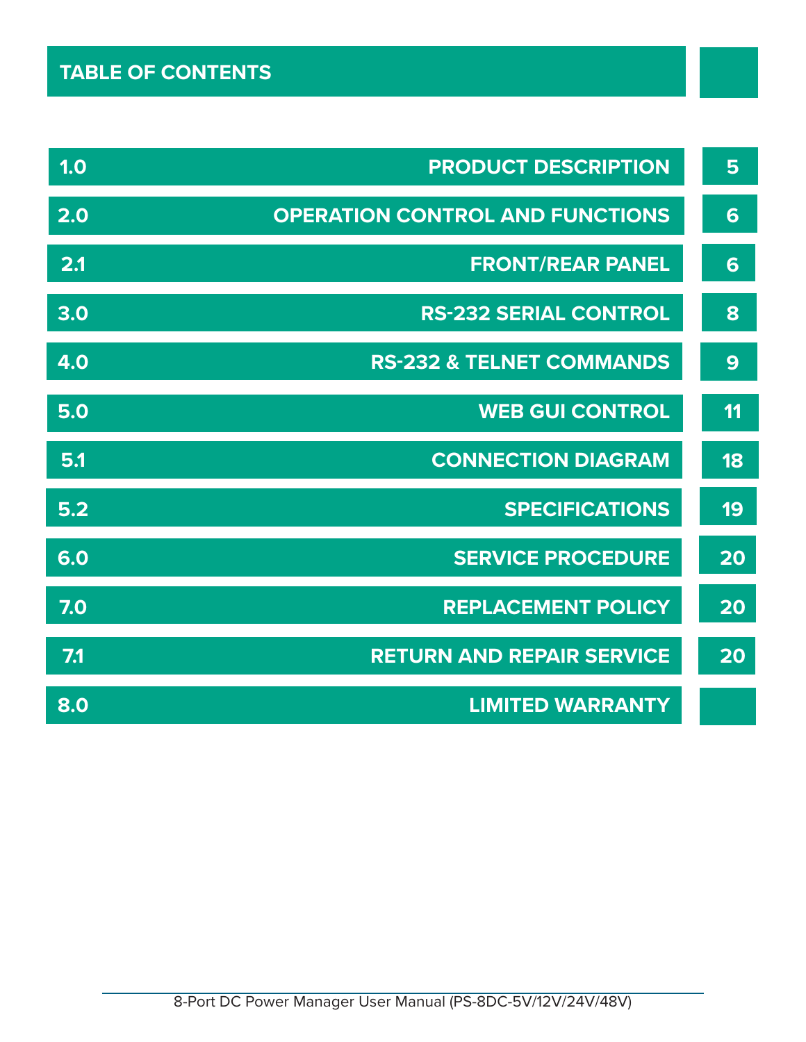# TABLE OF CONTENTS

| | | |
|---|---|---|
| 1.0 | PRODUCT DESCRIPTION | 5 |
| 2.0 | OPERATION CONTROL AND FUNCTIONS | 6 |
| 2.1 | FRONT/REAR PANEL | 6 |
| 3.0 | RS-232 SERIAL CONTROL | 8 |
| 4.0 | RS-232 & TELNET COMMANDS | 9 |
| 5.0 | WEB GUI CONTROL | 11 |
| 5.1 | CONNECTION DIAGRAM | 18 |
| 5.2 | SPECIFICATIONS | 19 |
| 6.0 | SERVICE PROCEDURE | 20 |
| 7.0 | REPLACEMENT POLICY | 20 |
| 7.1 | RETURN AND REPAIR SERVICE | 20 |
| 8.0 | LIMITED WARRANTY | |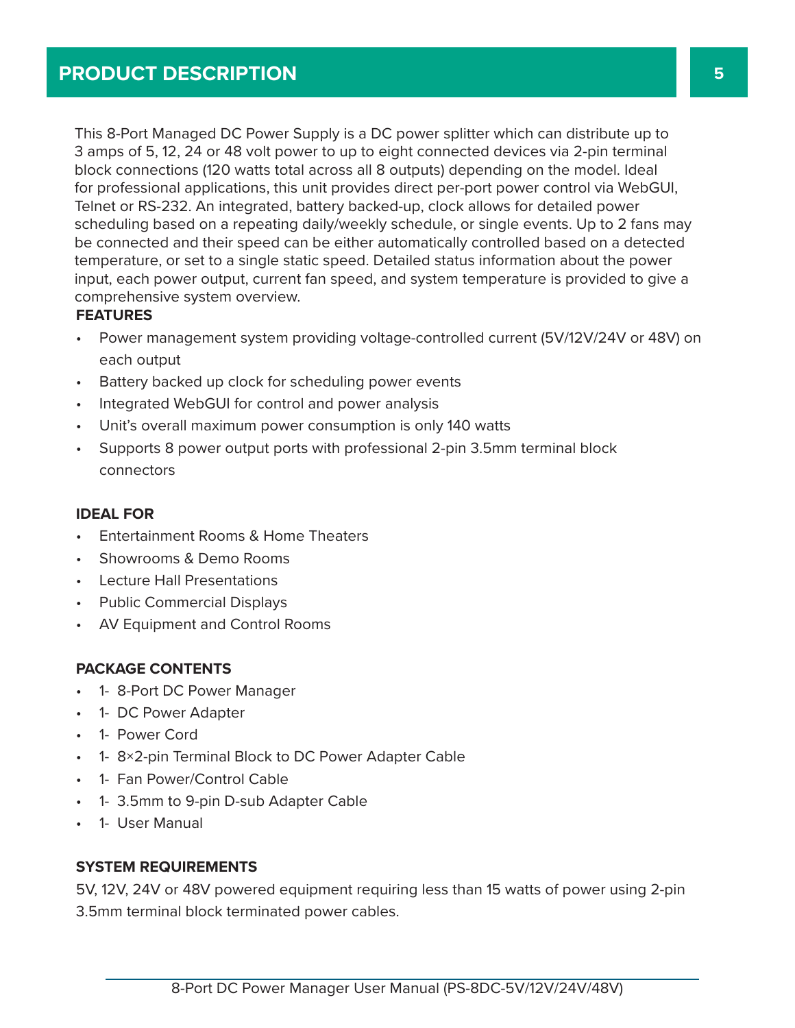# PRODUCT DESCRIPTION

This 8-Port Managed DC Power Supply is a DC power splitter which can distribute up to 3 amps of 5, 12, 24 or 48 volt power to up to eight connected devices via 2-pin terminal block connections (120 watts total across all 8 outputs) depending on the model. Ideal for professional applications, this unit provides direct per-port power control via WebGUI, Telnet or RS-232. An integrated, battery backed-up, clock allows for detailed power scheduling based on a repeating daily/weekly schedule, or single events. Up to 2 fans may be connected and their speed can be either automatically controlled based on a detected temperature, or set to a single static speed. Detailed status information about the power input, each power output, current fan speed, and system temperature is provided to give a comprehensive system overview.

**FEATURES**

- Power management system providing voltage-controlled current (5V/12V/24V or 48V) on each output
- Battery backed up clock for scheduling power events
- Integrated WebGUI for control and power analysis
- Unit's overall maximum power consumption is only 140 watts
- Supports 8 power output ports with professional 2-pin 3.5mm terminal block connectors

**IDEAL FOR**

- Entertainment Rooms & Home Theaters
- Showrooms & Demo Rooms
- Lecture Hall Presentations
- Public Commercial Displays
- AV Equipment and Control Rooms

**PACKAGE CONTENTS**

- 1- 8-Port DC Power Manager
- 1- DC Power Adapter
- 1- Power Cord
- 1- 8×2-pin Terminal Block to DC Power Adapter Cable
- 1- Fan Power/Control Cable
- 1- 3.5mm to 9-pin D-sub Adapter Cable
- 1- User Manual

**SYSTEM REQUIREMENTS**

5V, 12V, 24V or 48V powered equipment requiring less than 15 watts of power using 2-pin 3.5mm terminal block terminated power cables.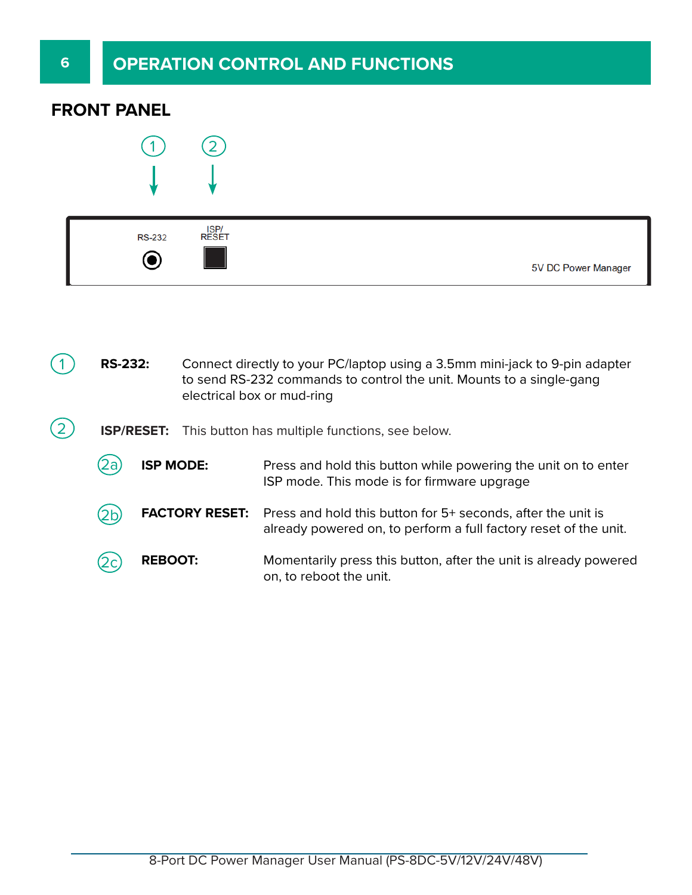# OPERATION CONTROL AND FUNCTIONS

## FRONT PANEL

RS-232 | ISP/RESET | 5V DC Power Manager

① **RS-232:** Connect directly to your PC/laptop using a 3.5mm mini-jack to 9-pin adapter to send RS-232 commands to control the unit. Mounts to a single-gang electrical box or mud-ring

② **ISP/RESET:** This button has multiple functions, see below.

- 2a **ISP MODE:** Press and hold this button while powering the unit on to enter ISP mode. This mode is for firmware upgrage
- 2b **FACTORY RESET:** Press and hold this button for 5+ seconds, after the unit is already powered on, to perform a full factory reset of the unit.
- 2c **REBOOT:** Momentarily press this button, after the unit is already powered on, to reboot the unit.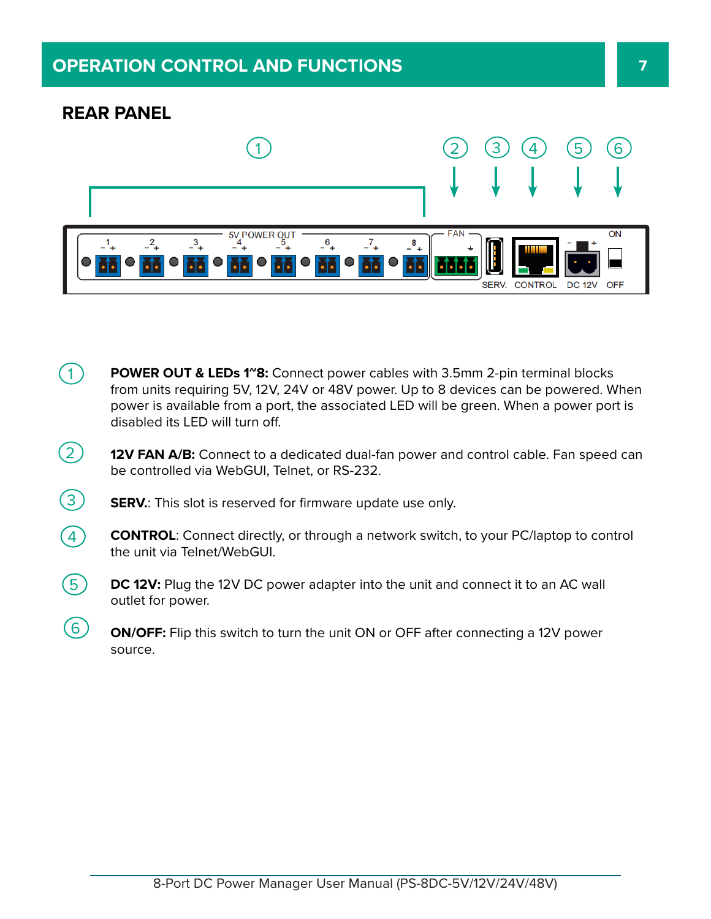# OPERATION CONTROL AND FUNCTIONS

## REAR PANEL

1. **POWER OUT & LEDs 1~8:** Connect power cables with 3.5mm 2-pin terminal blocks from units requiring 5V, 12V, 24V or 48V power. Up to 8 devices can be powered. When power is available from a port, the associated LED will be green. When a power port is disabled its LED will turn off.

2. **12V FAN A/B:** Connect to a dedicated dual-fan power and control cable. Fan speed can be controlled via WebGUI, Telnet, or RS-232.

3. **SERV.**: This slot is reserved for firmware update use only.

4. **CONTROL**: Connect directly, or through a network switch, to your PC/laptop to control the unit via Telnet/WebGUI.

5. **DC 12V:** Plug the 12V DC power adapter into the unit and connect it to an AC wall outlet for power.

6. **ON/OFF:** Flip this switch to turn the unit ON or OFF after connecting a 12V power source.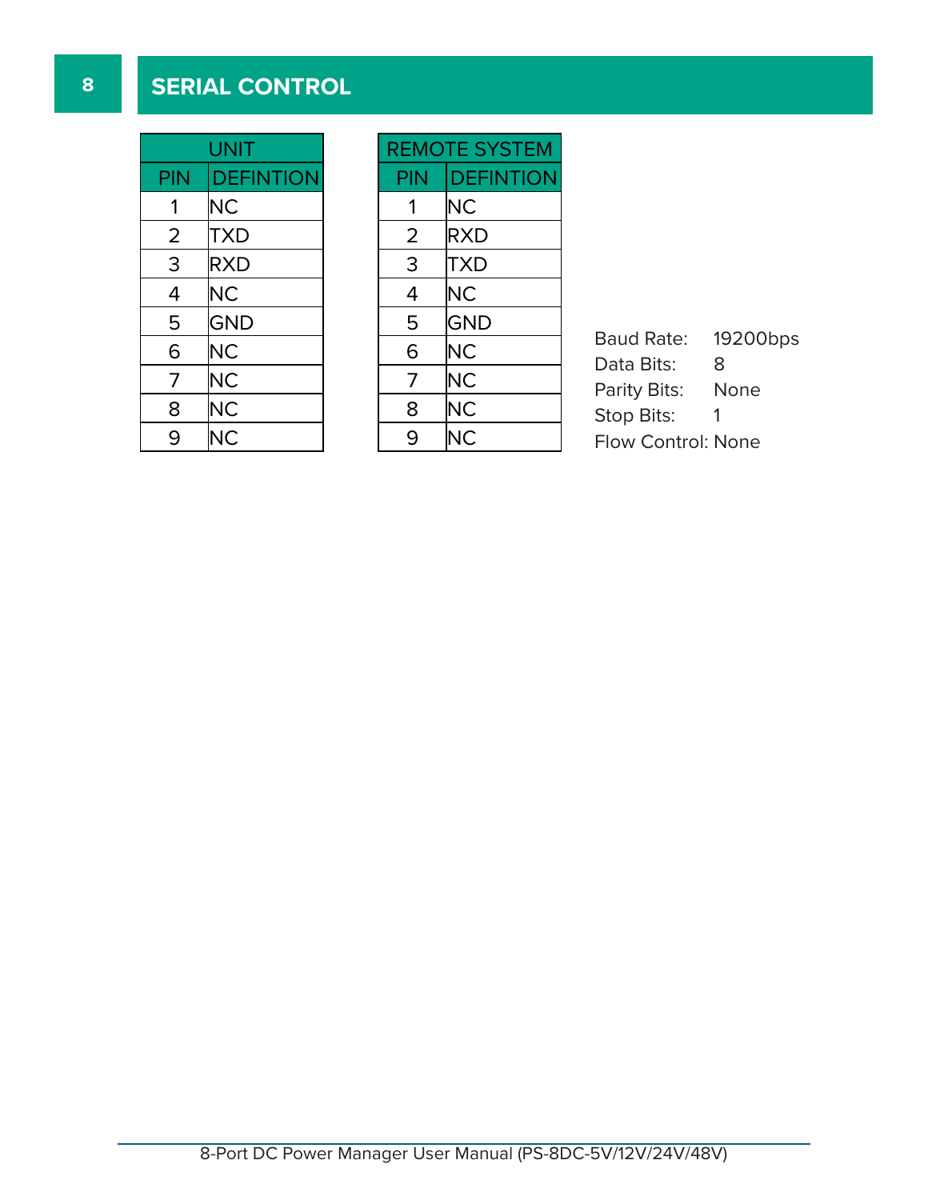# SERIAL CONTROL

| UNIT | |
|---|---|
| PIN | DEFINTION |
| 1 | NC |
| 2 | TXD |
| 3 | RXD |
| 4 | NC |
| 5 | GND |
| 6 | NC |
| 7 | NC |
| 8 | NC |
| 9 | NC |

| REMOTE SYSTEM | |
|---|---|
| PIN | DEFINTION |
| 1 | NC |
| 2 | RXD |
| 3 | TXD |
| 4 | NC |
| 5 | GND |
| 6 | NC |
| 7 | NC |
| 8 | NC |
| 9 | NC |

Baud Rate: 19200bps
Data Bits: 8
Parity Bits: None
Stop Bits: 1
Flow Control: None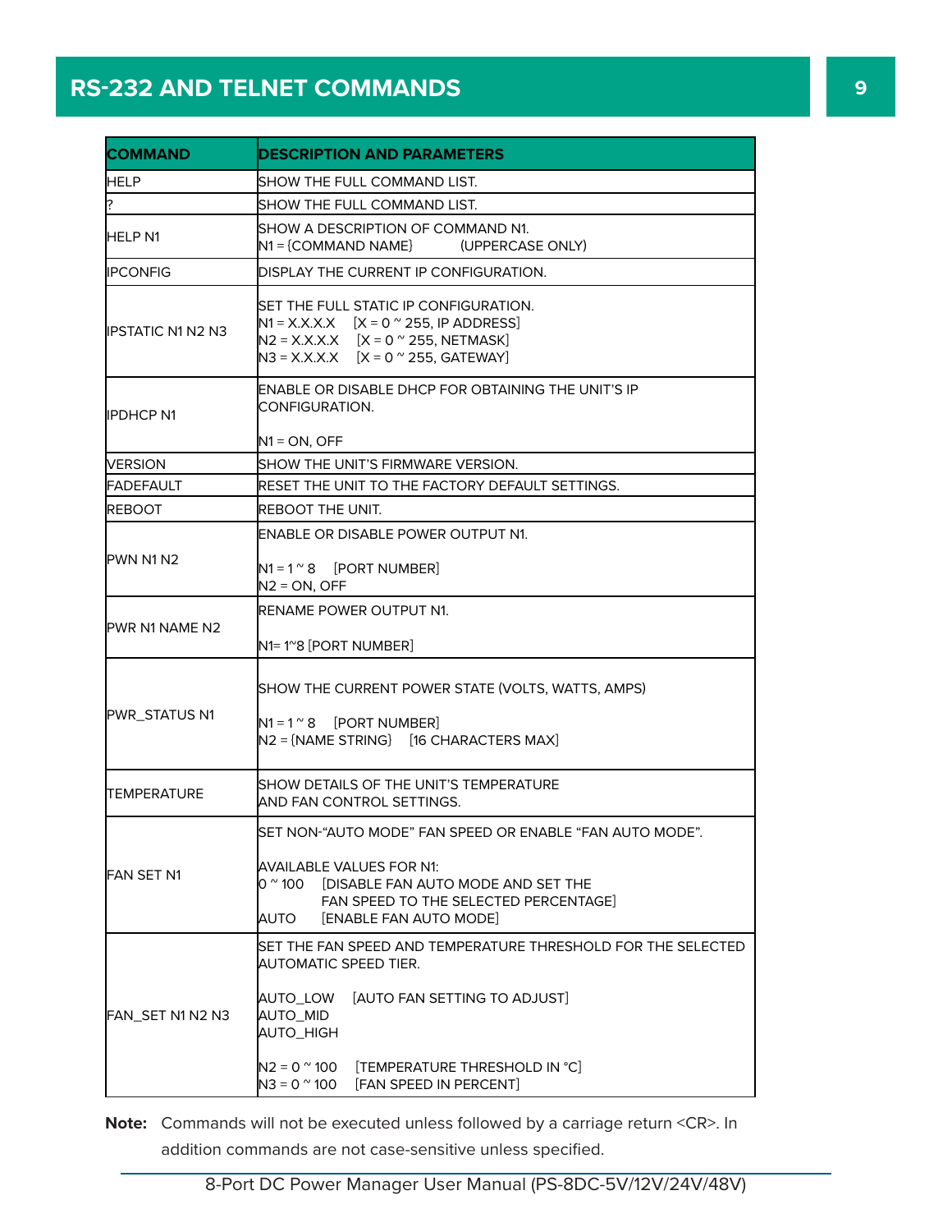# RS-232 AND TELNET COMMANDS

| COMMAND | DESCRIPTION AND PARAMETERS |
|---|---|
| HELP | SHOW THE FULL COMMAND LIST. |
| ? | SHOW THE FULL COMMAND LIST. |
| HELP N1 | SHOW A DESCRIPTION OF COMMAND N1.<br>N1 = {COMMAND NAME} (UPPERCASE ONLY) |
| IPCONFIG | DISPLAY THE CURRENT IP CONFIGURATION. |
| IPSTATIC N1 N2 N3 | SET THE FULL STATIC IP CONFIGURATION.<br>N1 = X.X.X.X [X = 0 ~ 255, IP ADDRESS]<br>N2 = X.X.X.X [X = 0 ~ 255, NETMASK]<br>N3 = X.X.X.X [X = 0 ~ 255, GATEWAY] |
| IPDHCP N1 | ENABLE OR DISABLE DHCP FOR OBTAINING THE UNIT'S IP CONFIGURATION.<br><br>N1 = ON, OFF |
| VERSION | SHOW THE UNIT'S FIRMWARE VERSION. |
| FADEFAULT | RESET THE UNIT TO THE FACTORY DEFAULT SETTINGS. |
| REBOOT | REBOOT THE UNIT. |
| PWN N1 N2 | ENABLE OR DISABLE POWER OUTPUT N1.<br><br>N1 = 1 ~ 8 [PORT NUMBER]<br>N2 = ON, OFF |
| PWR N1 NAME N2 | RENAME POWER OUTPUT N1.<br><br>N1= 1~8 [PORT NUMBER] |
| PWR_STATUS N1 | SHOW THE CURRENT POWER STATE (VOLTS, WATTS, AMPS)<br><br>N1 = 1 ~ 8 [PORT NUMBER]<br>N2 = {NAME STRING} [16 CHARACTERS MAX] |
| TEMPERATURE | SHOW DETAILS OF THE UNIT'S TEMPERATURE AND FAN CONTROL SETTINGS. |
| FAN SET N1 | SET NON-"AUTO MODE" FAN SPEED OR ENABLE "FAN AUTO MODE".<br><br>AVAILABLE VALUES FOR N1:<br>0 ~ 100 [DISABLE FAN AUTO MODE AND SET THE FAN SPEED TO THE SELECTED PERCENTAGE]<br>AUTO [ENABLE FAN AUTO MODE] |
| FAN_SET N1 N2 N3 | SET THE FAN SPEED AND TEMPERATURE THRESHOLD FOR THE SELECTED AUTOMATIC SPEED TIER.<br><br>AUTO_LOW [AUTO FAN SETTING TO ADJUST]<br>AUTO_MID<br>AUTO_HIGH<br><br>N2 = 0 ~ 100 [TEMPERATURE THRESHOLD IN °C]<br>N3 = 0 ~ 100 [FAN SPEED IN PERCENT] |

**Note:** Commands will not be executed unless followed by a carriage return <CR>. In addition commands are not case-sensitive unless specified.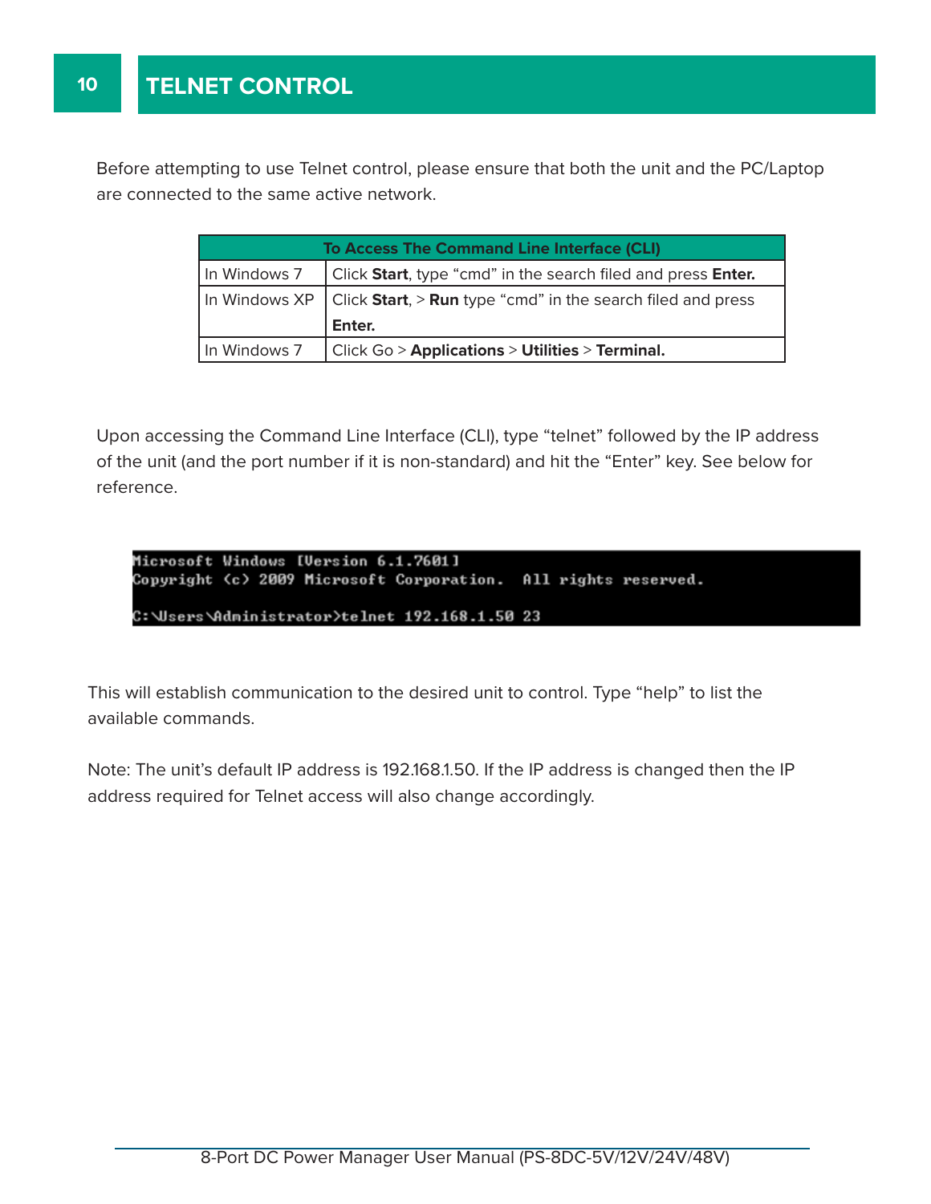# TELNET CONTROL

Before attempting to use Telnet control, please ensure that both the unit and the PC/Laptop are connected to the same active network.

| To Access The Command Line Interface (CLI) | |
|---|---|
| In Windows 7 | Click **Start**, type "cmd" in the search filed and press **Enter.** |
| In Windows XP | Click **Start**, > **Run** type "cmd" in the search filed and press **Enter.** |
| In Windows 7 | Click Go > **Applications** > **Utilities** > **Terminal.** |

Upon accessing the Command Line Interface (CLI), type "telnet" followed by the IP address of the unit (and the port number if it is non-standard) and hit the "Enter" key. See below for reference.

```
Microsoft Windows [Version 6.1.7601]
Copyright (c) 2009 Microsoft Corporation.  All rights reserved.

C:\Users\Administrator>telnet 192.168.1.50 23
```

This will establish communication to the desired unit to control. Type "help" to list the available commands.

Note: The unit's default IP address is 192.168.1.50. If the IP address is changed then the IP address required for Telnet access will also change accordingly.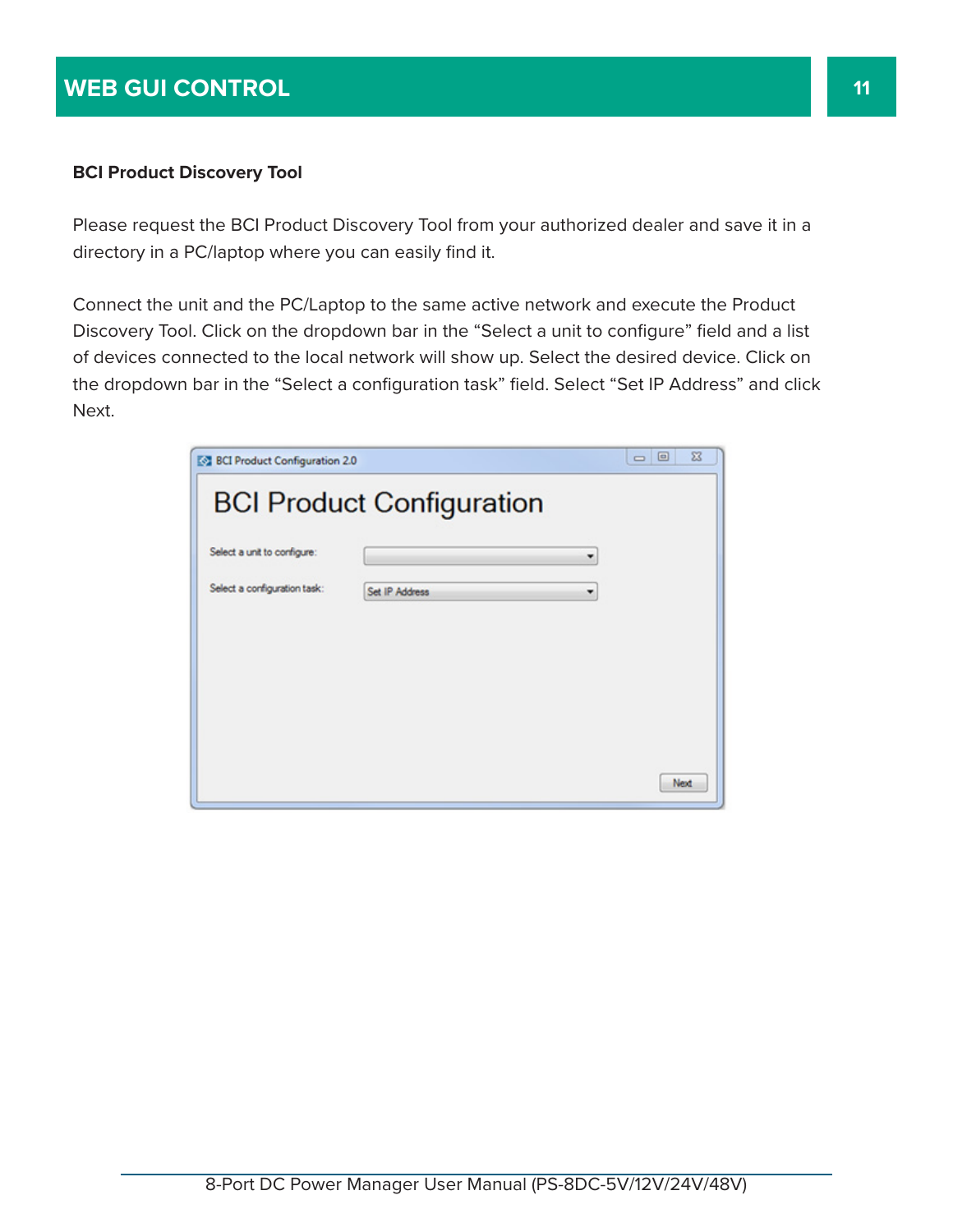# WEB GUI CONTROL

**BCI Product Discovery Tool**

Please request the BCI Product Discovery Tool from your authorized dealer and save it in a directory in a PC/laptop where you can easily find it.

Connect the unit and the PC/Laptop to the same active network and execute the Product Discovery Tool. Click on the dropdown bar in the “Select a unit to configure” field and a list of devices connected to the local network will show up. Select the desired device. Click on the dropdown bar in the “Select a configuration task” field. Select “Set IP Address” and click Next.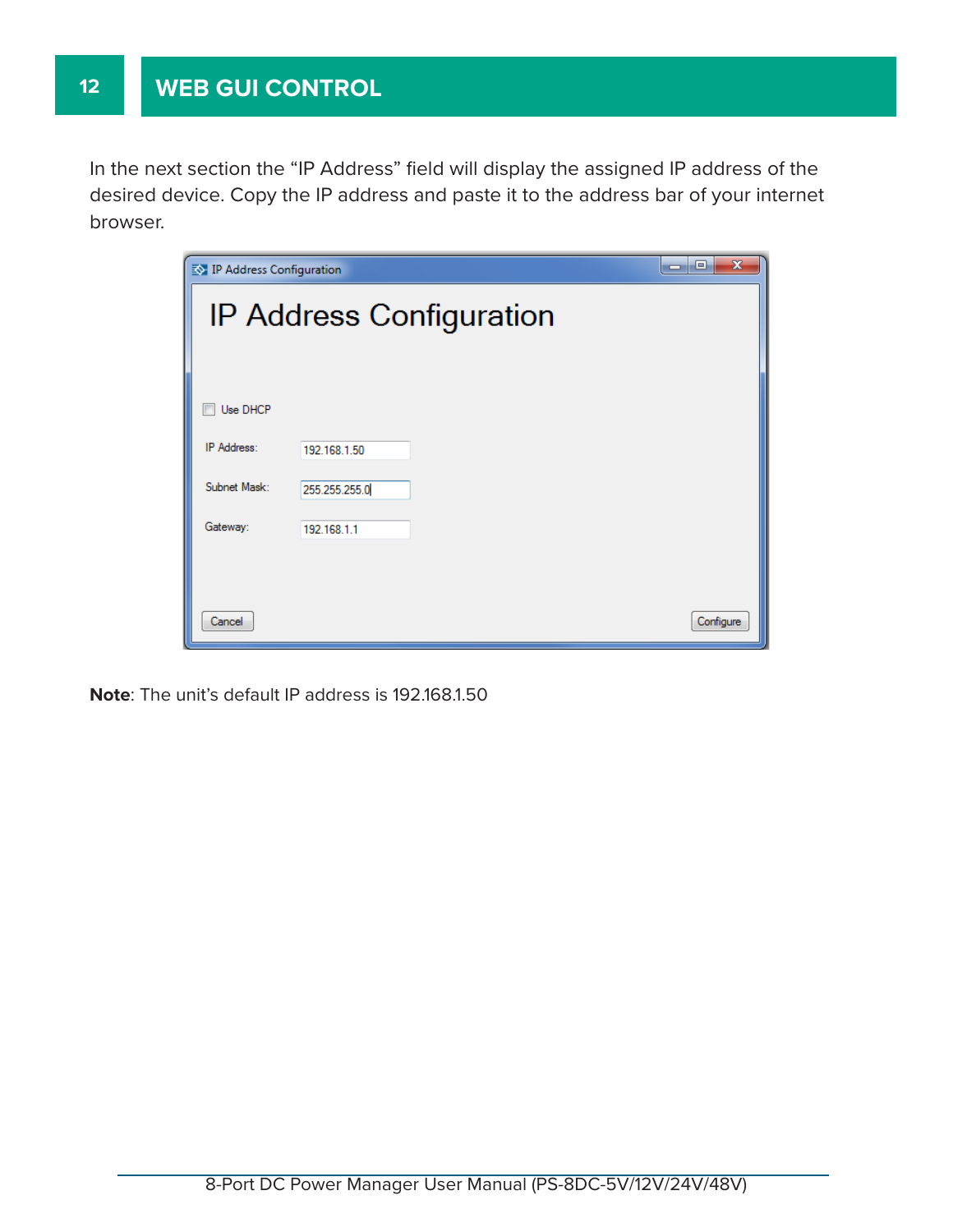# WEB GUI CONTROL

In the next section the “IP Address” field will display the assigned IP address of the desired device. Copy the IP address and paste it to the address bar of your internet browser.

**Note**: The unit’s default IP address is 192.168.1.50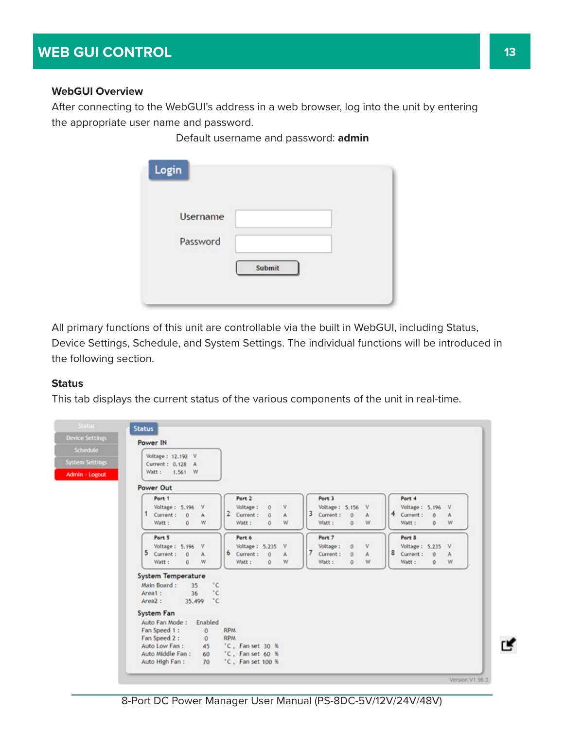## WEB GUI CONTROL

**WebGUI Overview**

After connecting to the WebGUI's address in a web browser, log into the unit by entering the appropriate user name and password.

Default username and password: **admin**

All primary functions of this unit are controllable via the built in WebGUI, including Status, Device Settings, Schedule, and System Settings. The individual functions will be introduced in the following section.

**Status**

This tab displays the current status of the various components of the unit in real-time.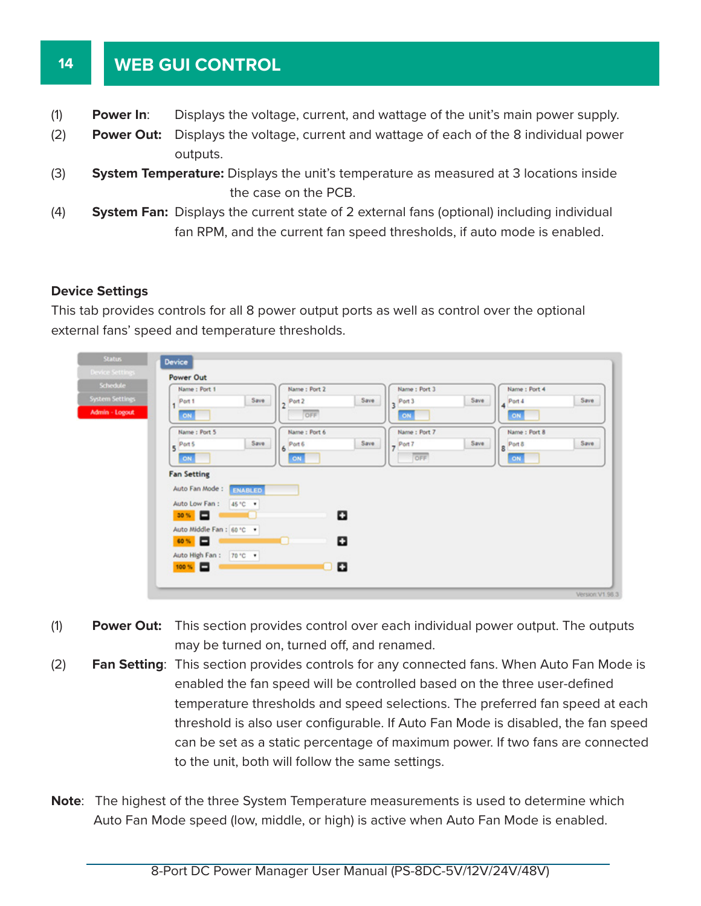## WEB GUI CONTROL

(1) **Power In**: Displays the voltage, current, and wattage of the unit's main power supply.

(2) **Power Out:** Displays the voltage, current and wattage of each of the 8 individual power outputs.

(3) **System Temperature:** Displays the unit's temperature as measured at 3 locations inside the case on the PCB.

(4) **System Fan:** Displays the current state of 2 external fans (optional) including individual fan RPM, and the current fan speed thresholds, if auto mode is enabled.

### Device Settings

This tab provides controls for all 8 power output ports as well as control over the optional external fans' speed and temperature thresholds.

(1) **Power Out:** This section provides control over each individual power output. The outputs may be turned on, turned off, and renamed.

(2) **Fan Setting**: This section provides controls for any connected fans. When Auto Fan Mode is enabled the fan speed will be controlled based on the three user-defined temperature thresholds and speed selections. The preferred fan speed at each threshold is also user configurable. If Auto Fan Mode is disabled, the fan speed can be set as a static percentage of maximum power. If two fans are connected to the unit, both will follow the same settings.

**Note**: The highest of the three System Temperature measurements is used to determine which Auto Fan Mode speed (low, middle, or high) is active when Auto Fan Mode is enabled.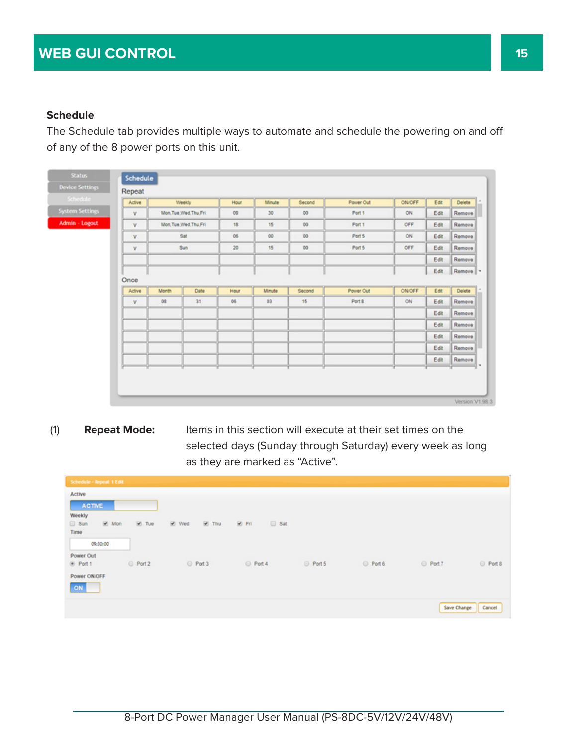## Schedule

The Schedule tab provides multiple ways to automate and schedule the powering on and off of any of the 8 power ports on this unit.

(1) **Repeat Mode:** Items in this section will execute at their set times on the selected days (Sunday through Saturday) every week as long as they are marked as "Active".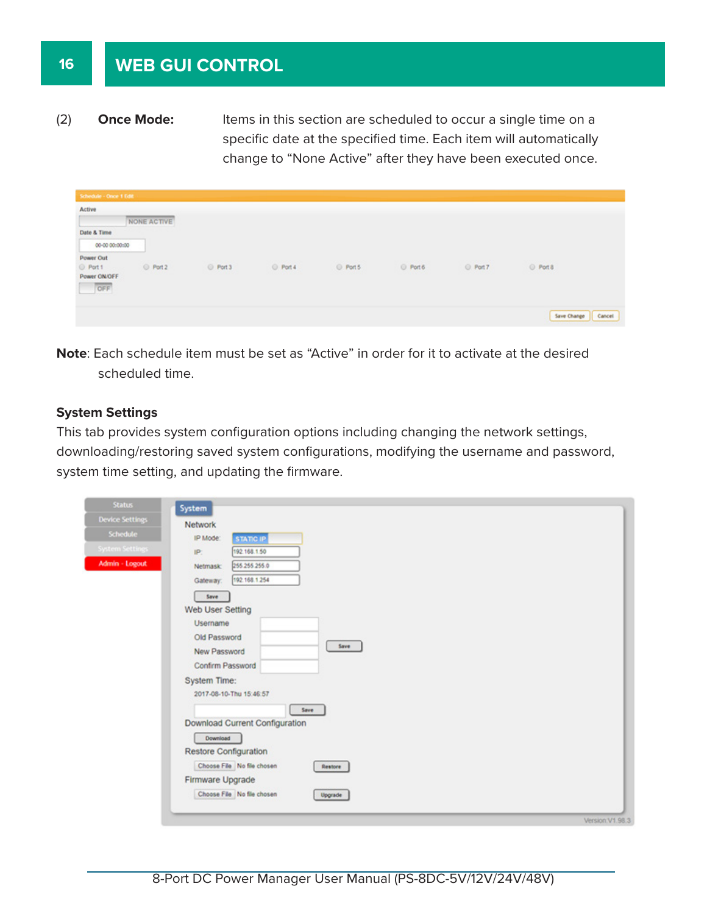(2) **Once Mode:** Items in this section are scheduled to occur a single time on a specific date at the specified time. Each item will automatically change to "None Active" after they have been executed once.

**Note**: Each schedule item must be set as "Active" in order for it to activate at the desired scheduled time.

### System Settings

This tab provides system configuration options including changing the network settings, downloading/restoring saved system configurations, modifying the username and password, system time setting, and updating the firmware.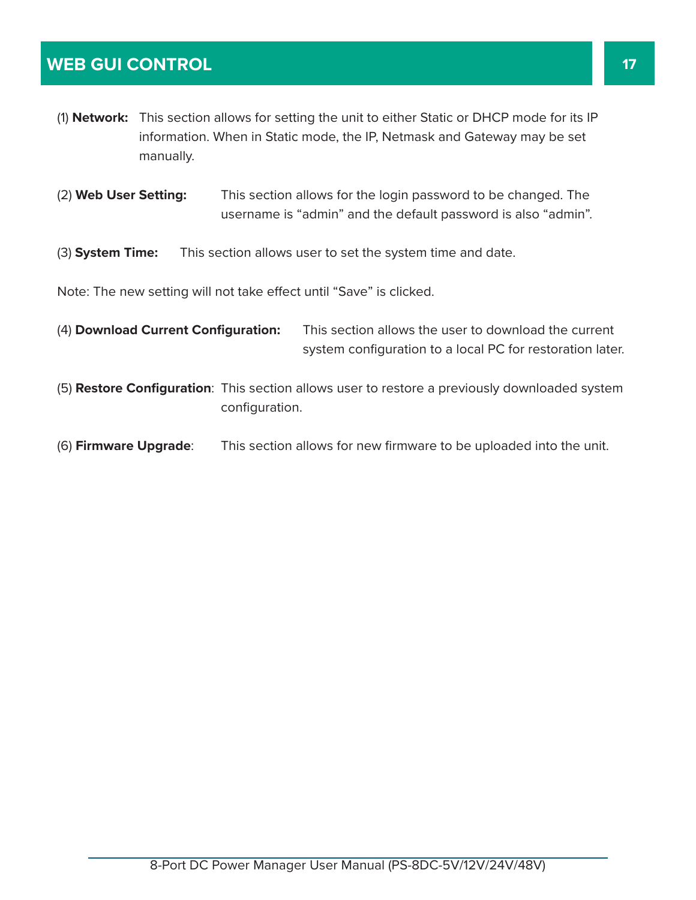## WEB GUI CONTROL

(1) **Network:** This section allows for setting the unit to either Static or DHCP mode for its IP information. When in Static mode, the IP, Netmask and Gateway may be set manually.

(2) **Web User Setting:** This section allows for the login password to be changed. The username is "admin" and the default password is also "admin".

(3) **System Time:** This section allows user to set the system time and date.

Note: The new setting will not take effect until "Save" is clicked.

(4) **Download Current Configuration:** This section allows the user to download the current system configuration to a local PC for restoration later.

(5) **Restore Configuration**: This section allows user to restore a previously downloaded system configuration.

(6) **Firmware Upgrade**: This section allows for new firmware to be uploaded into the unit.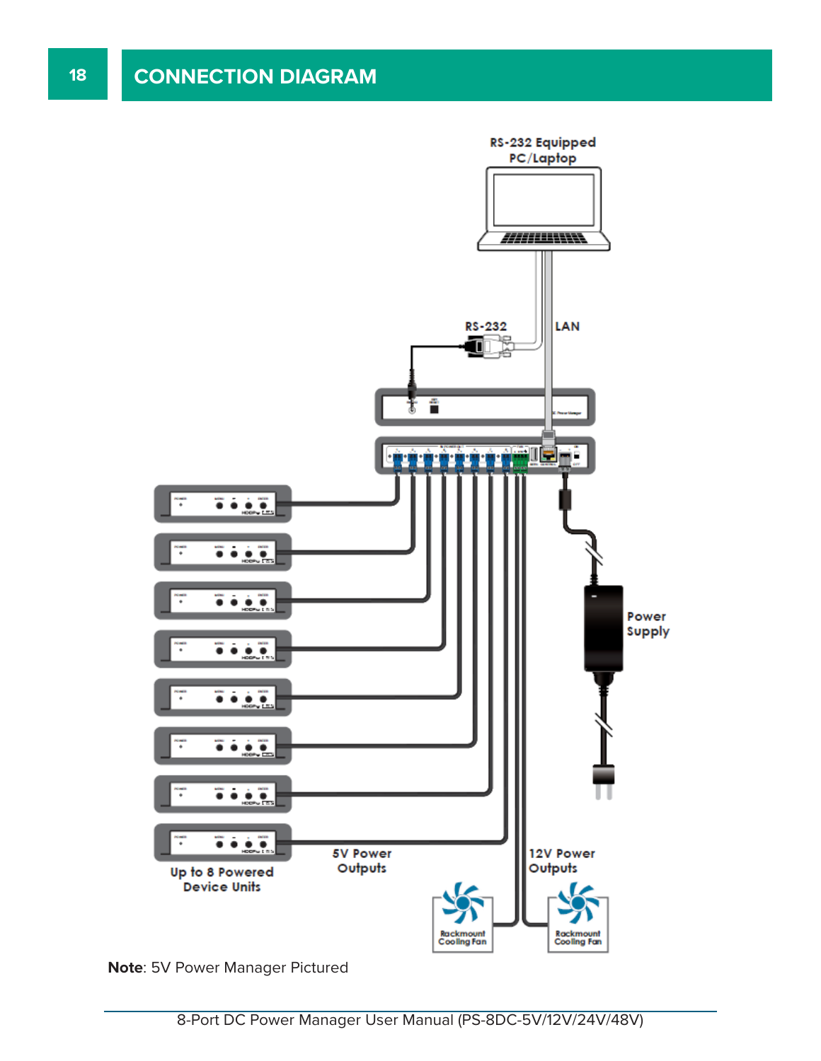# CONNECTION DIAGRAM

RS-232 Equipped PC/Laptop

RS-232

LAN

Power Supply

Up to 8 Powered Device Units

5V Power Outputs

12V Power Outputs

Rackmount Cooling Fan

Rackmount Cooling Fan

**Note**: 5V Power Manager Pictured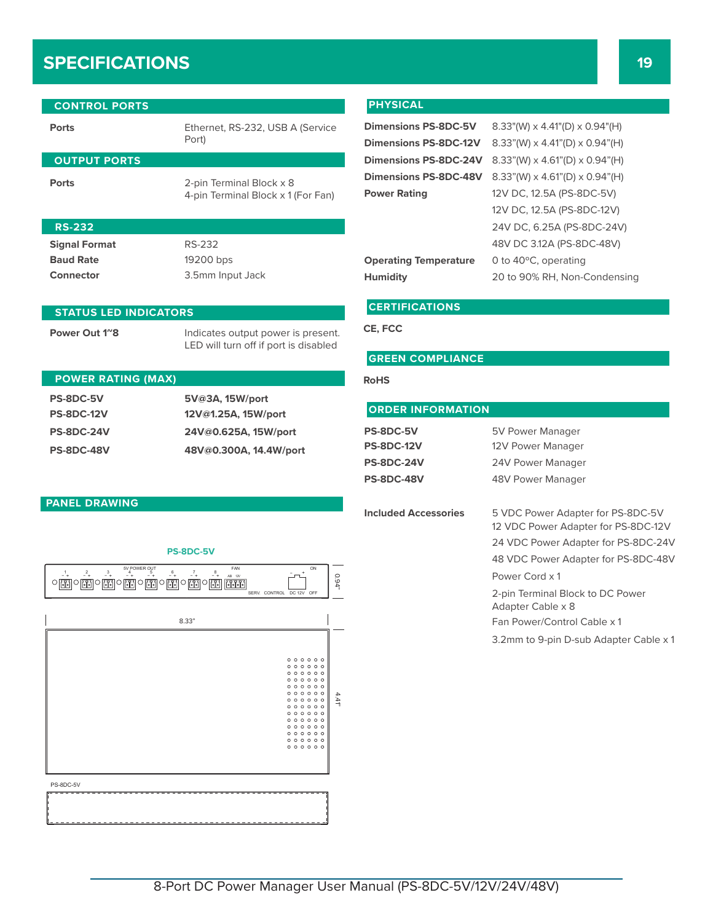# SPECIFICATIONS

## CONTROL PORTS

| | |
|---|---|
| **Ports** | Ethernet, RS-232, USB A (Service Port) |

## OUTPUT PORTS

| | |
|---|---|
| **Ports** | 2-pin Terminal Block x 8<br>4-pin Terminal Block x 1 (For Fan) |

## RS-232

| | |
|---|---|
| **Signal Format** | RS-232 |
| **Baud Rate** | 19200 bps |
| **Connector** | 3.5mm Input Jack |

## STATUS LED INDICATORS

| | |
|---|---|
| **Power Out 1~8** | Indicates output power is present. LED will turn off if port is disabled |

## POWER RATING (MAX)

| | |
|---|---|
| **PS-8DC-5V** | **5V@3A, 15W/port** |
| **PS-8DC-12V** | **12V@1.25A, 15W/port** |
| **PS-8DC-24V** | **24V@0.625A, 15W/port** |
| **PS-8DC-48V** | **48V@0.300A, 14.4W/port** |

## PANEL DRAWING

**PS-8DC-5V**

## PHYSICAL

| | |
|---|---|
| **Dimensions PS-8DC-5V** | 8.33"(W) x 4.41"(D) x 0.94"(H) |
| **Dimensions PS-8DC-12V** | 8.33"(W) x 4.41"(D) x 0.94"(H) |
| **Dimensions PS-8DC-24V** | 8.33"(W) x 4.61"(D) x 0.94"(H) |
| **Dimensions PS-8DC-48V** | 8.33"(W) x 4.61"(D) x 0.94"(H) |
| **Power Rating** | 12V DC, 12.5A (PS-8DC-5V)<br>12V DC, 12.5A (PS-8DC-12V)<br>24V DC, 6.25A (PS-8DC-24V)<br>48V DC 3.12A (PS-8DC-48V) |
| **Operating Temperature** | 0 to 40°C, operating |
| **Humidity** | 20 to 90% RH, Non-Condensing |

## CERTIFICATIONS

**CE, FCC**

## GREEN COMPLIANCE

**RoHS**

## ORDER INFORMATION

| | |
|---|---|
| **PS-8DC-5V** | 5V Power Manager |
| **PS-8DC-12V** | 12V Power Manager |
| **PS-8DC-24V** | 24V Power Manager |
| **PS-8DC-48V** | 48V Power Manager |
| **Included Accessories** | 5 VDC Power Adapter for PS-8DC-5V<br>12 VDC Power Adapter for PS-8DC-12V<br>24 VDC Power Adapter for PS-8DC-24V<br>48 VDC Power Adapter for PS-8DC-48V<br>Power Cord x 1<br>2-pin Terminal Block to DC Power Adapter Cable x 8<br>Fan Power/Control Cable x 1<br>3.2mm to 9-pin D-sub Adapter Cable x 1 |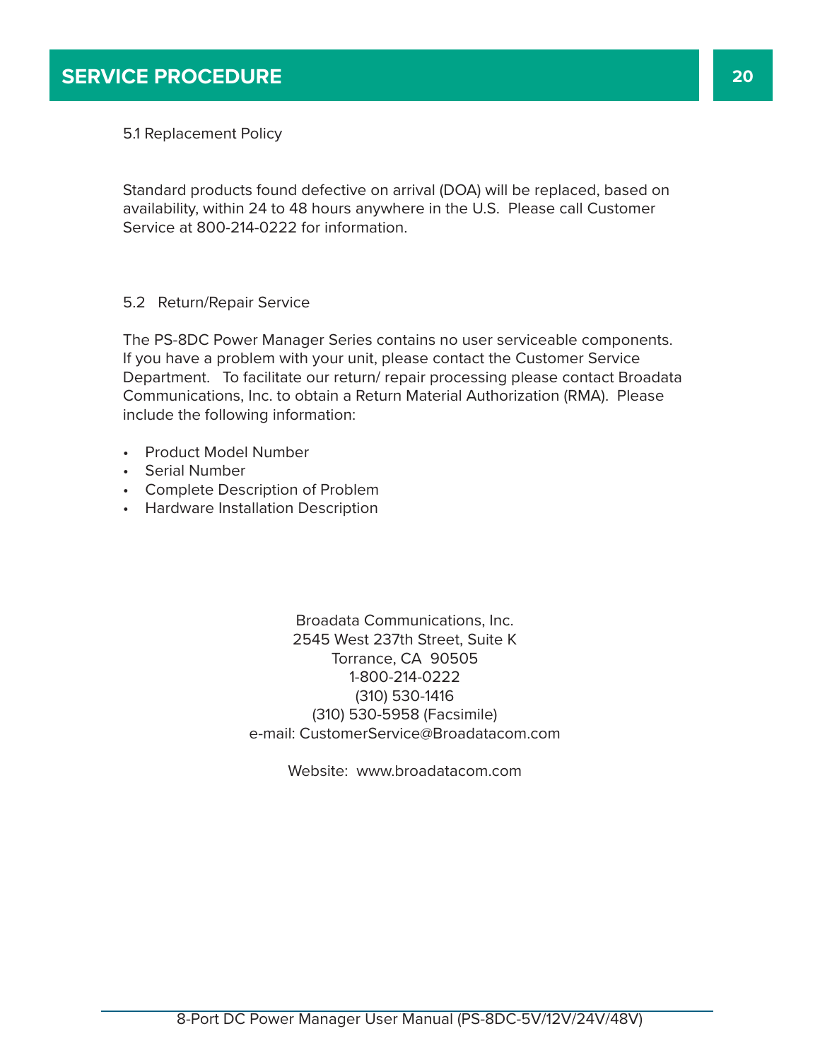# SERVICE PROCEDURE

## 5.1 Replacement Policy

Standard products found defective on arrival (DOA) will be replaced, based on availability, within 24 to 48 hours anywhere in the U.S. Please call Customer Service at 800-214-0222 for information.

## 5.2 Return/Repair Service

The PS-8DC Power Manager Series contains no user serviceable components. If you have a problem with your unit, please contact the Customer Service Department. To facilitate our return/ repair processing please contact Broadata Communications, Inc. to obtain a Return Material Authorization (RMA). Please include the following information:

- Product Model Number
- Serial Number
- Complete Description of Problem
- Hardware Installation Description

Broadata Communications, Inc.
2545 West 237th Street, Suite K
Torrance, CA 90505
1-800-214-0222
(310) 530-1416
(310) 530-5958 (Facsimile)
e-mail: CustomerService@Broadatacom.com

Website: www.broadatacom.com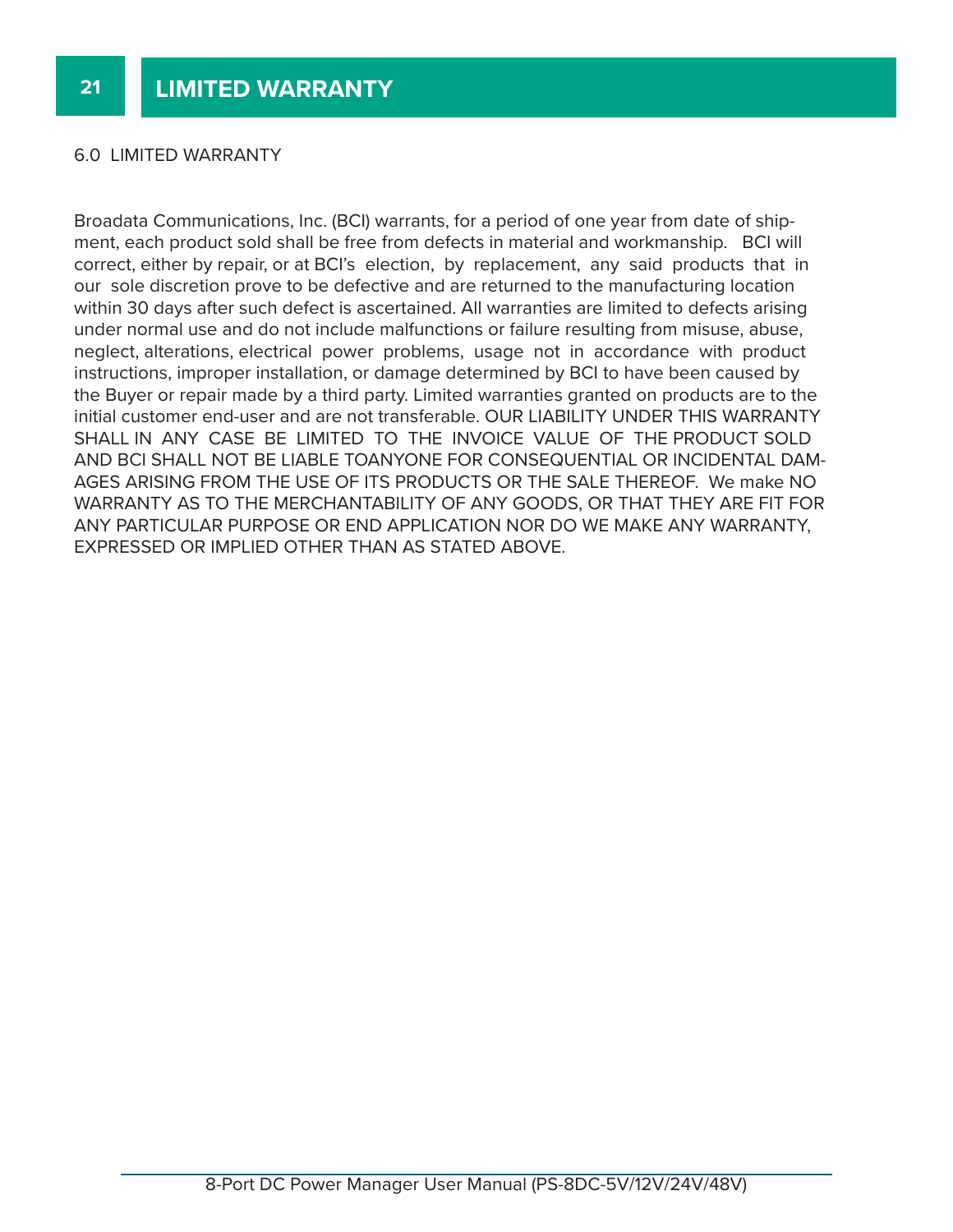# LIMITED WARRANTY

6.0 LIMITED WARRANTY

Broadata Communications, Inc. (BCI) warrants, for a period of one year from date of shipment, each product sold shall be free from defects in material and workmanship. BCI will correct, either by repair, or at BCI's election, by replacement, any said products that in our sole discretion prove to be defective and are returned to the manufacturing location within 30 days after such defect is ascertained. All warranties are limited to defects arising under normal use and do not include malfunctions or failure resulting from misuse, abuse, neglect, alterations, electrical power problems, usage not in accordance with product instructions, improper installation, or damage determined by BCI to have been caused by the Buyer or repair made by a third party. Limited warranties granted on products are to the initial customer end-user and are not transferable. OUR LIABILITY UNDER THIS WARRANTY SHALL IN ANY CASE BE LIMITED TO THE INVOICE VALUE OF THE PRODUCT SOLD AND BCI SHALL NOT BE LIABLE TOANYONE FOR CONSEQUENTIAL OR INCIDENTAL DAMAGES ARISING FROM THE USE OF ITS PRODUCTS OR THE SALE THEREOF. We make NO WARRANTY AS TO THE MERCHANTABILITY OF ANY GOODS, OR THAT THEY ARE FIT FOR ANY PARTICULAR PURPOSE OR END APPLICATION NOR DO WE MAKE ANY WARRANTY, EXPRESSED OR IMPLIED OTHER THAN AS STATED ABOVE.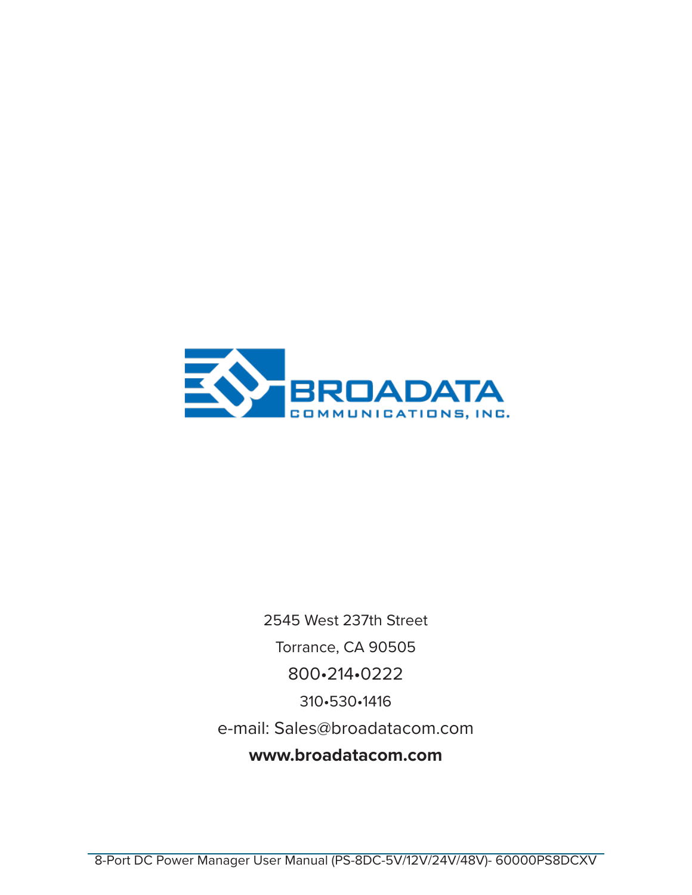BROADATA
COMMUNICATIONS, INC.

2545 West 237th Street

Torrance, CA 90505

800•214•0222

310•530•1416

e-mail: Sales@broadatacom.com

**www.broadatacom.com**